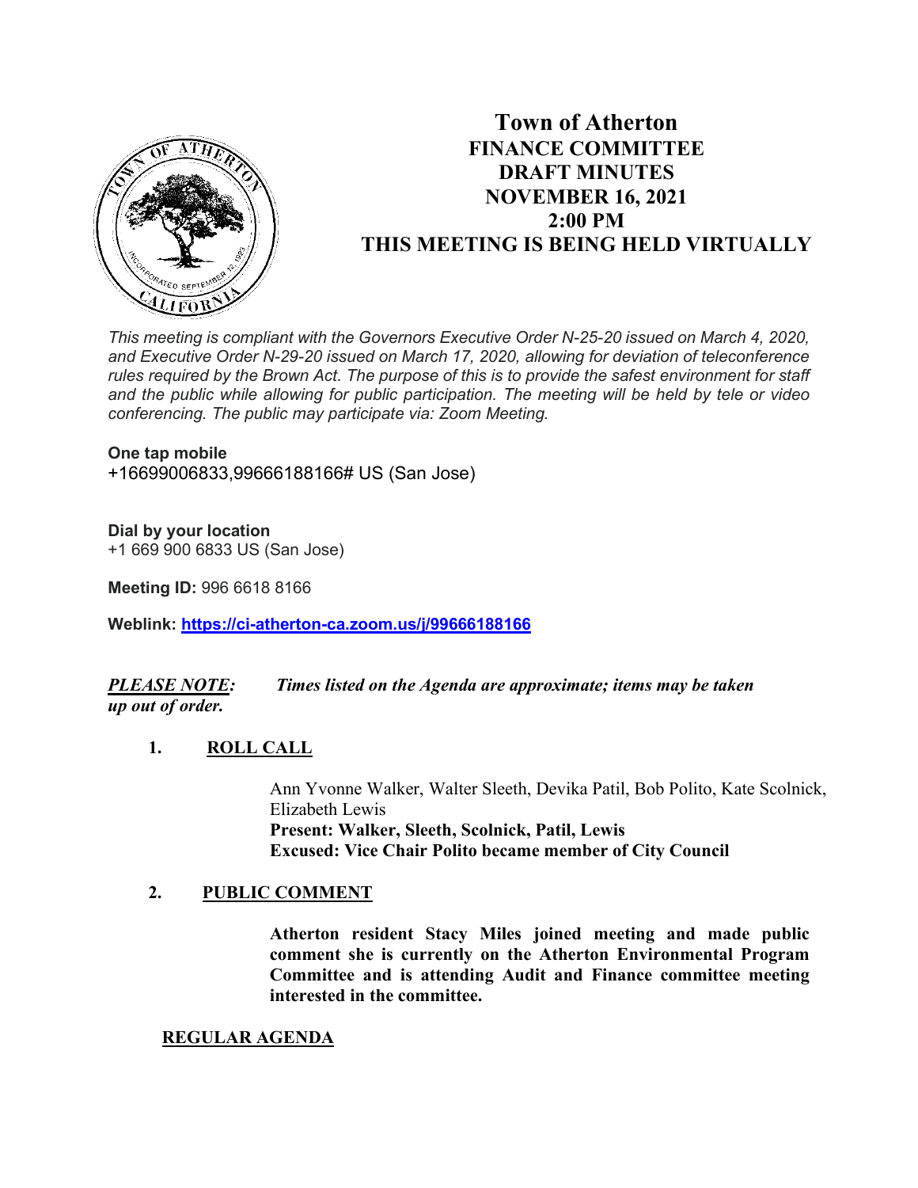# Town of Atherton
## FINANCE COMMITTEE
## DRAFT MINUTES
## NOVEMBER 16, 2021
## 2:00 PM
## THIS MEETING IS BEING HELD VIRTUALLY

*This meeting is compliant with the Governors Executive Order N-25-20 issued on March 4, 2020, and Executive Order N-29-20 issued on March 17, 2020, allowing for deviation of teleconference rules required by the Brown Act. The purpose of this is to provide the safest environment for staff and the public while allowing for public participation. The meeting will be held by tele or video conferencing. The public may participate via: Zoom Meeting.*

**One tap mobile**
+16699006833,99666188166# US (San Jose)

**Dial by your location**
+1 669 900 6833 US (San Jose)

**Meeting ID:** 996 6618 8166

**Weblink:** [https://ci-atherton-ca.zoom.us/j/99666188166](https://ci-atherton-ca.zoom.us/j/99666188166)

***PLEASE NOTE:*** ***Times listed on the Agenda are approximate; items may be taken up out of order.***

1. **ROLL CALL**

   Ann Yvonne Walker, Walter Sleeth, Devika Patil, Bob Polito, Kate Scolnick, Elizabeth Lewis
   **Present: Walker, Sleeth, Scolnick, Patil, Lewis**
   **Excused: Vice Chair Polito became member of City Council**

2. **PUBLIC COMMENT**

   **Atherton resident Stacy Miles joined meeting and made public comment she is currently on the Atherton Environmental Program Committee and is attending Audit and Finance committee meeting interested in the committee.**

**REGULAR AGENDA**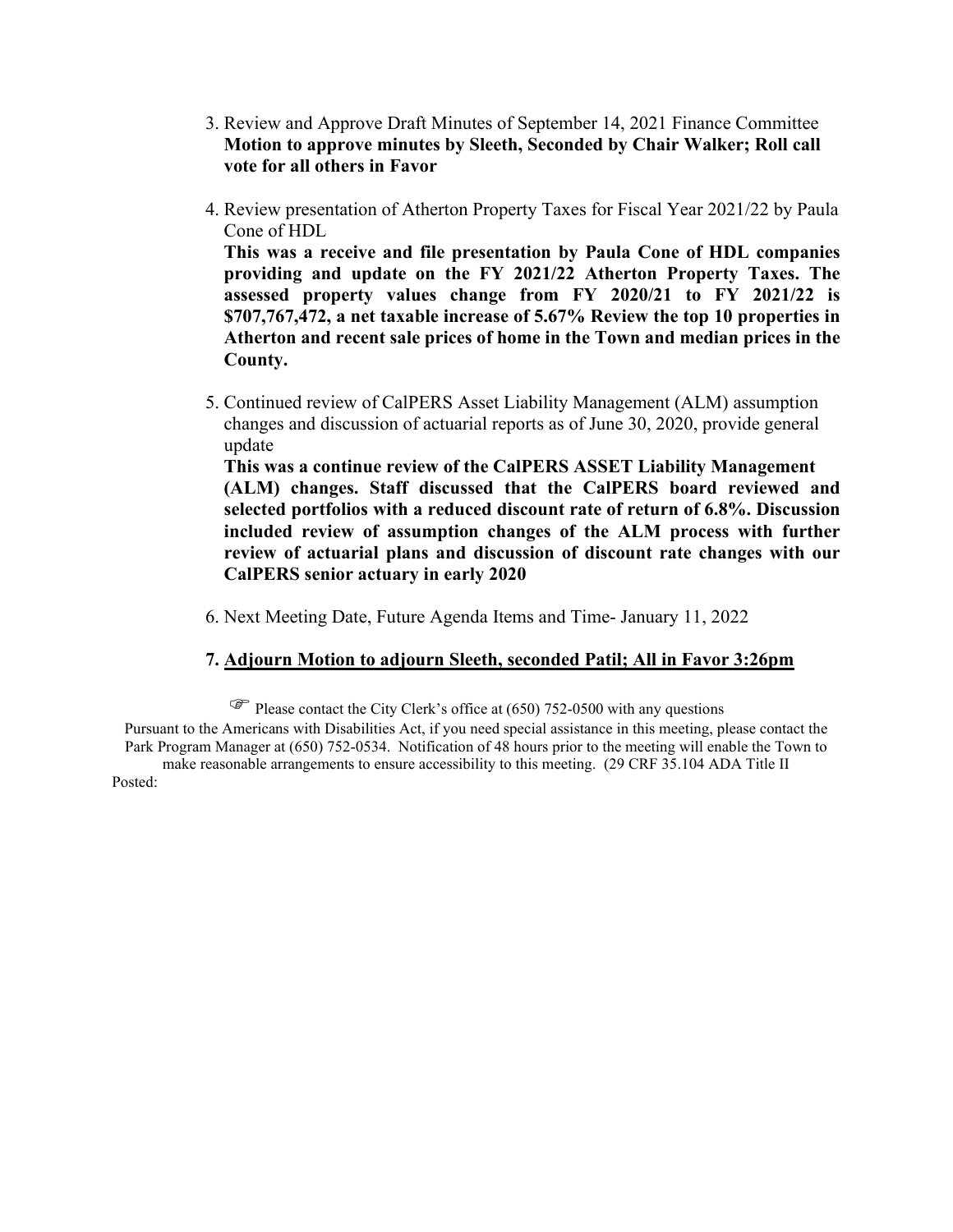3. Review and Approve Draft Minutes of September 14, 2021 Finance Committee
   **Motion to approve minutes by Sleeth, Seconded by Chair Walker; Roll call vote for all others in Favor**

4. Review presentation of Atherton Property Taxes for Fiscal Year 2021/22 by Paula Cone of HDL
   **This was a receive and file presentation by Paula Cone of HDL companies providing and update on the FY 2021/22 Atherton Property Taxes. The assessed property values change from FY 2020/21 to FY 2021/22 is $707,767,472, a net taxable increase of 5.67% Review the top 10 properties in Atherton and recent sale prices of home in the Town and median prices in the County.**

5. Continued review of CalPERS Asset Liability Management (ALM) assumption changes and discussion of actuarial reports as of June 30, 2020, provide general update
   **This was a continue review of the CalPERS ASSET Liability Management (ALM) changes. Staff discussed that the CalPERS board reviewed and selected portfolios with a reduced discount rate of return of 6.8%. Discussion included review of assumption changes of the ALM process with further review of actuarial plans and discussion of discount rate changes with our CalPERS senior actuary in early 2020**

6. Next Meeting Date, Future Agenda Items and Time- January 11, 2022

7. **<u>Adjourn Motion to adjourn Sleeth, seconded Patil; All in Favor 3:26pm</u>**

☞ Please contact the City Clerk's office at (650) 752-0500 with any questions

Pursuant to the Americans with Disabilities Act, if you need special assistance in this meeting, please contact the Park Program Manager at (650) 752-0534. Notification of 48 hours prior to the meeting will enable the Town to make reasonable arrangements to ensure accessibility to this meeting. (29 CRF 35.104 ADA Title II

Posted: